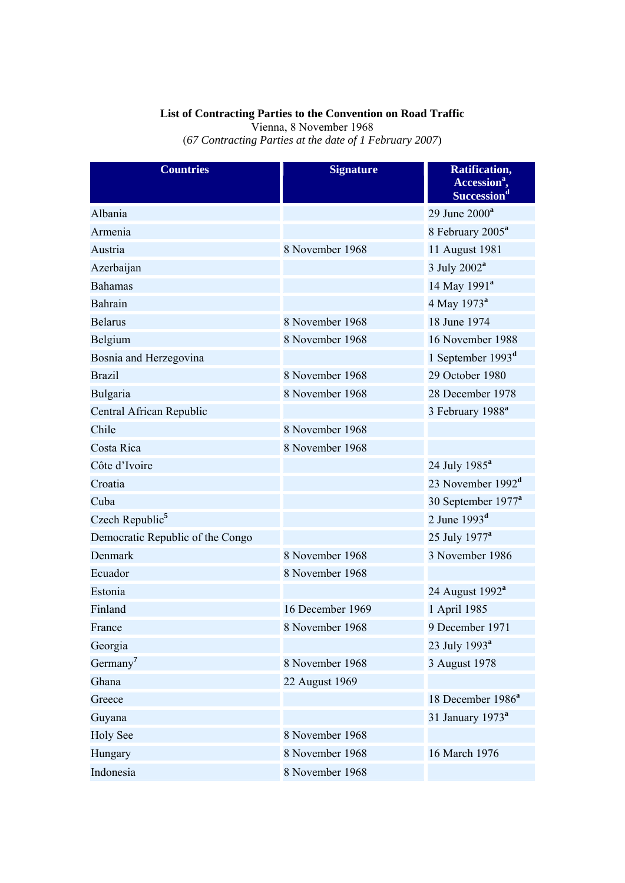**List of Contracting Parties to the Convention on Road Traffic**
Vienna, 8 November 1968
(*67 Contracting Parties at the date of 1 February 2007*)

| Countries | Signature | Ratification, Accession[a], Succession[d] |
|---|---|---|
| Albania | | 29 June 2000[a] |
| Armenia | | 8 February 2005[a] |
| Austria | 8 November 1968 | 11 August 1981 |
| Azerbaijan | | 3 July 2002[a] |
| Bahamas | | 14 May 1991[a] |
| Bahrain | | 4 May 1973[a] |
| Belarus | 8 November 1968 | 18 June 1974 |
| Belgium | 8 November 1968 | 16 November 1988 |
| Bosnia and Herzegovina | | 1 September 1993[d] |
| Brazil | 8 November 1968 | 29 October 1980 |
| Bulgaria | 8 November 1968 | 28 December 1978 |
| Central African Republic | | 3 February 1988[a] |
| Chile | 8 November 1968 | |
| Costa Rica | 8 November 1968 | |
| Côte d'Ivoire | | 24 July 1985[a] |
| Croatia | | 23 November 1992[d] |
| Cuba | | 30 September 1977[a] |
| Czech Republic[5] | | 2 June 1993[d] |
| Democratic Republic of the Congo | | 25 July 1977[a] |
| Denmark | 8 November 1968 | 3 November 1986 |
| Ecuador | 8 November 1968 | |
| Estonia | | 24 August 1992[a] |
| Finland | 16 December 1969 | 1 April 1985 |
| France | 8 November 1968 | 9 December 1971 |
| Georgia | | 23 July 1993[a] |
| Germany[7] | 8 November 1968 | 3 August 1978 |
| Ghana | 22 August 1969 | |
| Greece | | 18 December 1986[a] |
| Guyana | | 31 January 1973[a] |
| Holy See | 8 November 1968 | |
| Hungary | 8 November 1968 | 16 March 1976 |
| Indonesia | 8 November 1968 | |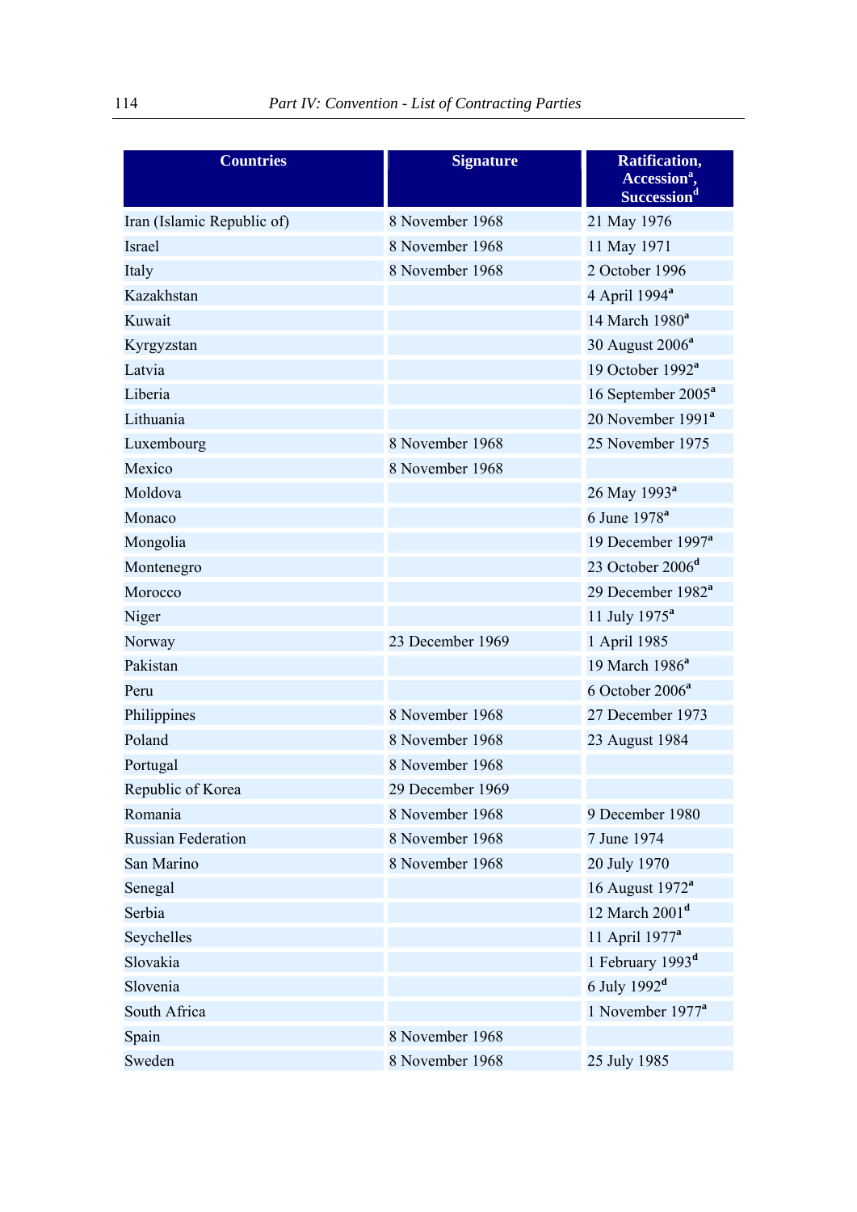| Countries | Signature | Ratification, Accession[a], Succession[d] |
|---|---|---|
| Iran (Islamic Republic of) | 8 November 1968 | 21 May 1976 |
| Israel | 8 November 1968 | 11 May 1971 |
| Italy | 8 November 1968 | 2 October 1996 |
| Kazakhstan | | 4 April 1994[a] |
| Kuwait | | 14 March 1980[a] |
| Kyrgyzstan | | 30 August 2006[a] |
| Latvia | | 19 October 1992[a] |
| Liberia | | 16 September 2005[a] |
| Lithuania | | 20 November 1991[a] |
| Luxembourg | 8 November 1968 | 25 November 1975 |
| Mexico | 8 November 1968 | |
| Moldova | | 26 May 1993[a] |
| Monaco | | 6 June 1978[a] |
| Mongolia | | 19 December 1997[a] |
| Montenegro | | 23 October 2006[d] |
| Morocco | | 29 December 1982[a] |
| Niger | | 11 July 1975[a] |
| Norway | 23 December 1969 | 1 April 1985 |
| Pakistan | | 19 March 1986[a] |
| Peru | | 6 October 2006[a] |
| Philippines | 8 November 1968 | 27 December 1973 |
| Poland | 8 November 1968 | 23 August 1984 |
| Portugal | 8 November 1968 | |
| Republic of Korea | 29 December 1969 | |
| Romania | 8 November 1968 | 9 December 1980 |
| Russian Federation | 8 November 1968 | 7 June 1974 |
| San Marino | 8 November 1968 | 20 July 1970 |
| Senegal | | 16 August 1972[a] |
| Serbia | | 12 March 2001[d] |
| Seychelles | | 11 April 1977[a] |
| Slovakia | | 1 February 1993[d] |
| Slovenia | | 6 July 1992[d] |
| South Africa | | 1 November 1977[a] |
| Spain | 8 November 1968 | |
| Sweden | 8 November 1968 | 25 July 1985 |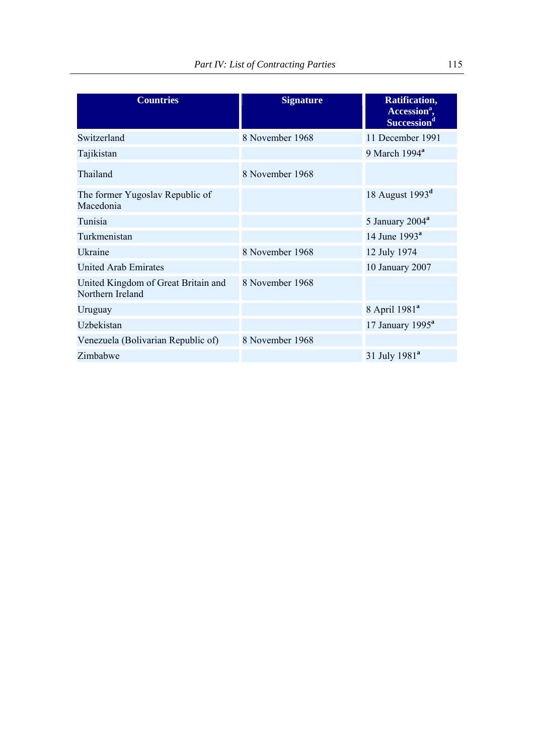| Countries | Signature | Ratification, Accession[a], Succession[d] |
|---|---|---|
| Switzerland | 8 November 1968 | 11 December 1991 |
| Tajikistan | | 9 March 1994[a] |
| Thailand | 8 November 1968 | |
| The former Yugoslav Republic of Macedonia | | 18 August 1993[d] |
| Tunisia | | 5 January 2004[a] |
| Turkmenistan | | 14 June 1993[a] |
| Ukraine | 8 November 1968 | 12 July 1974 |
| United Arab Emirates | | 10 January 2007 |
| United Kingdom of Great Britain and Northern Ireland | 8 November 1968 | |
| Uruguay | | 8 April 1981[a] |
| Uzbekistan | | 17 January 1995[a] |
| Venezuela (Bolivarian Republic of) | 8 November 1968 | |
| Zimbabwe | | 31 July 1981[a] |